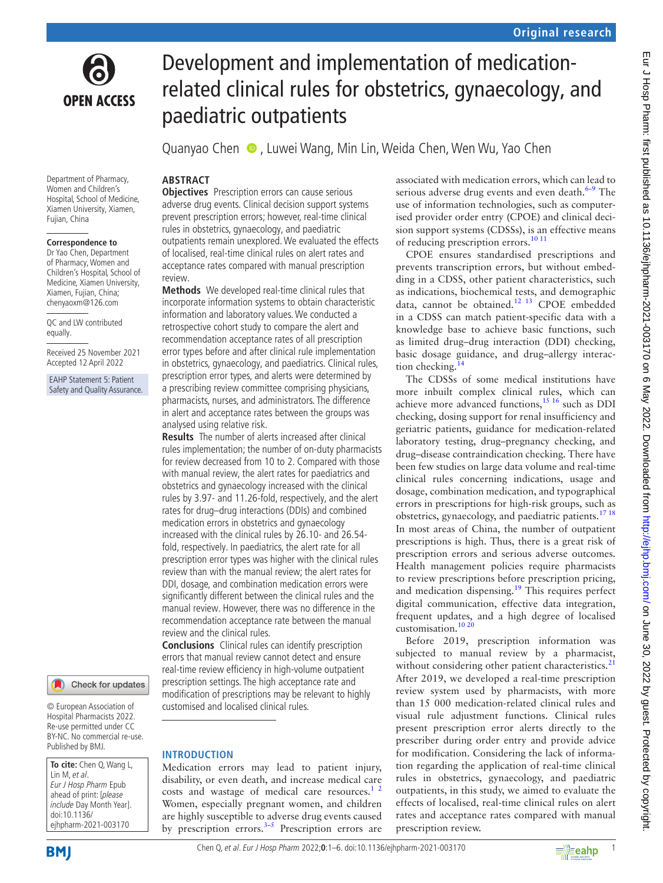# Development and implementation of medication-related clinical rules for obstetrics, gynaecology, and paediatric outpatients

Quanyao Chen, Luwei Wang, Min Lin, Weida Chen, Wen Wu, Yao Chen

Department of Pharmacy, Women and Children's Hospital, School of Medicine, Xiamen University, Xiamen, Fujian, China

**Correspondence to**
Dr Yao Chen, Department of Pharmacy, Women and Children's Hospital, School of Medicine, Xiamen University, Xiamen, Fujian, China; chenyaoxm@126.com

QC and LW contributed equally.

Received 25 November 2021
Accepted 12 April 2022

EAHP Statement 5: Patient Safety and Quality Assurance.

© European Association of Hospital Pharmacists 2022. Re-use permitted under CC BY-NC. No commercial re-use. Published by BMJ.

**To cite:** Chen Q, Wang L, Lin M, *et al*. *Eur J Hosp Pharm* Epub ahead of print: [*please include* Day Month Year]. doi:10.1136/ejhpharm-2021-003170

## ABSTRACT

**Objectives** Prescription errors can cause serious adverse drug events. Clinical decision support systems prevent prescription errors; however, real-time clinical rules in obstetrics, gynaecology, and paediatric outpatients remain unexplored. We evaluated the effects of localised, real-time clinical rules on alert rates and acceptance rates compared with manual prescription review.

**Methods** We developed real-time clinical rules that incorporate information systems to obtain characteristic information and laboratory values. We conducted a retrospective cohort study to compare the alert and recommendation acceptance rates of all prescription error types before and after clinical rule implementation in obstetrics, gynaecology, and paediatrics. Clinical rules, prescription error types, and alerts were determined by a prescribing review committee comprising physicians, pharmacists, nurses, and administrators. The difference in alert and acceptance rates between the groups was analysed using relative risk.

**Results** The number of alerts increased after clinical rules implementation; the number of on-duty pharmacists for review decreased from 10 to 2. Compared with those with manual review, the alert rates for paediatrics and obstetrics and gynaecology increased with the clinical rules by 3.97- and 11.26-fold, respectively, and the alert rates for drug–drug interactions (DDIs) and combined medication errors in obstetrics and gynaecology increased with the clinical rules by 26.10- and 26.54-fold, respectively. In paediatrics, the alert rate for all prescription error types was higher with the clinical rules review than with the manual review; the alert rates for DDI, dosage, and combination medication errors were significantly different between the clinical rules and the manual review. However, there was no difference in the recommendation acceptance rate between the manual review and the clinical rules.

**Conclusions** Clinical rules can identify prescription errors that manual review cannot detect and ensure real-time review efficiency in high-volume outpatient prescription settings. The high acceptance rate and modification of prescriptions may be relevant to highly customised and localised clinical rules.

## INTRODUCTION

Medication errors may lead to patient injury, disability, or even death, and increase medical care costs and wastage of medical care resources.[1 2] Women, especially pregnant women, and children are highly susceptible to adverse drug events caused by prescription errors.[3–5] Prescription errors are associated with medication errors, which can lead to serious adverse drug events and even death.[6–9] The use of information technologies, such as computerised provider order entry (CPOE) and clinical decision support systems (CDSSs), is an effective means of reducing prescription errors.[10 11]

CPOE ensures standardised prescriptions and prevents transcription errors, but without embedding in a CDSS, other patient characteristics, such as indications, biochemical tests, and demographic data, cannot be obtained.[12 13] CPOE embedded in a CDSS can match patient-specific data with a knowledge base to achieve basic functions, such as limited drug–drug interaction (DDI) checking, basic dosage guidance, and drug–allergy interaction checking.[14]

The CDSSs of some medical institutions have more inbuilt complex clinical rules, which can achieve more advanced functions,[15 16] such as DDI checking, dosing support for renal insufficiency and geriatric patients, guidance for medication-related laboratory testing, drug–pregnancy checking, and drug–disease contraindication checking. There have been few studies on large data volume and real-time clinical rules concerning indications, usage and dosage, combination medication, and typographical errors in prescriptions for high-risk groups, such as obstetrics, gynaecology, and paediatric patients.[17 18] In most areas of China, the number of outpatient prescriptions is high. Thus, there is a great risk of prescription errors and serious adverse outcomes. Health management policies require pharmacists to review prescriptions before prescription pricing, and medication dispensing.[19] This requires perfect digital communication, effective data integration, frequent updates, and a high degree of localised customisation.[10 20]

Before 2019, prescription information was subjected to manual review by a pharmacist, without considering other patient characteristics.[21] After 2019, we developed a real-time prescription review system used by pharmacists, with more than 15 000 medication-related clinical rules and visual rule adjustment functions. Clinical rules present prescription error alerts directly to the prescriber during order entry and provide advice for modification. Considering the lack of information regarding the application of real-time clinical rules in obstetrics, gynaecology, and paediatric outpatients, in this study, we aimed to evaluate the effects of localised, real-time clinical rules on alert rates and acceptance rates compared with manual prescription review.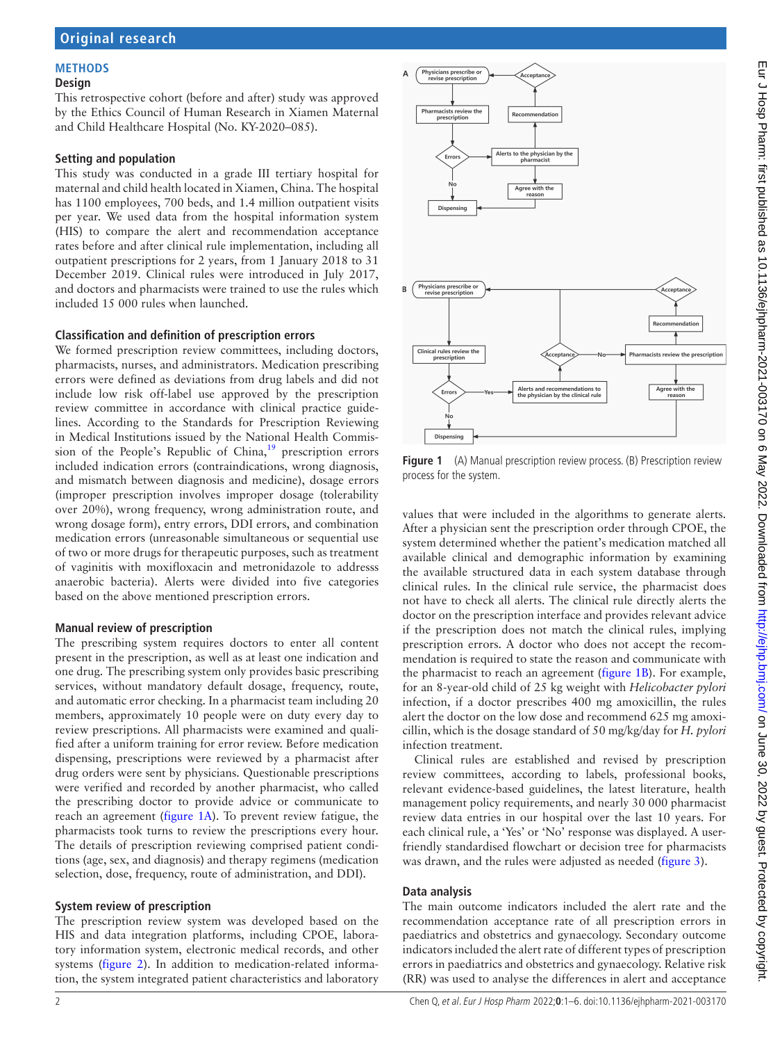## METHODS

### Design

This retrospective cohort (before and after) study was approved by the Ethics Council of Human Research in Xiamen Maternal and Child Healthcare Hospital (No. KY-2020–085).

### Setting and population

This study was conducted in a grade III tertiary hospital for maternal and child health located in Xiamen, China. The hospital has 1100 employees, 700 beds, and 1.4 million outpatient visits per year. We used data from the hospital information system (HIS) to compare the alert and recommendation acceptance rates before and after clinical rule implementation, including all outpatient prescriptions for 2 years, from 1 January 2018 to 31 December 2019. Clinical rules were introduced in July 2017, and doctors and pharmacists were trained to use the rules which included 15 000 rules when launched.

### Classification and definition of prescription errors

We formed prescription review committees, including doctors, pharmacists, nurses, and administrators. Medication prescribing errors were defined as deviations from drug labels and did not include low risk off-label use approved by the prescription review committee in accordance with clinical practice guidelines. According to the Standards for Prescription Reviewing in Medical Institutions issued by the National Health Commission of the People's Republic of China,[19] prescription errors included indication errors (contraindications, wrong diagnosis, and mismatch between diagnosis and medicine), dosage errors (improper prescription involves improper dosage (tolerability over 20%), wrong frequency, wrong administration route, and wrong dosage form), entry errors, DDI errors, and combination medication errors (unreasonable simultaneous or sequential use of two or more drugs for therapeutic purposes, such as treatment of vaginitis with moxifloxacin and metronidazole to addresss anaerobic bacteria). Alerts were divided into five categories based on the above mentioned prescription errors.

### Manual review of prescription

The prescribing system requires doctors to enter all content present in the prescription, as well as at least one indication and one drug. The prescribing system only provides basic prescribing services, without mandatory default dosage, frequency, route, and automatic error checking. In a pharmacist team including 20 members, approximately 10 people were on duty every day to review prescriptions. All pharmacists were examined and qualified after a uniform training for error review. Before medication dispensing, prescriptions were reviewed by a pharmacist after drug orders were sent by physicians. Questionable prescriptions were verified and recorded by another pharmacist, who called the prescribing doctor to provide advice or communicate to reach an agreement (figure 1A). To prevent review fatigue, the pharmacists took turns to review the prescriptions every hour. The details of prescription reviewing comprised patient conditions (age, sex, and diagnosis) and therapy regimens (medication selection, dose, frequency, route of administration, and DDI).

### System review of prescription

The prescription review system was developed based on the HIS and data integration platforms, including CPOE, laboratory information system, electronic medical records, and other systems (figure 2). In addition to medication-related information, the system integrated patient characteristics and laboratory values that were included in the algorithms to generate alerts. After a physician sent the prescription order through CPOE, the system determined whether the patient's medication matched all available clinical and demographic information by examining the available structured data in each system database through clinical rules. In the clinical rule service, the pharmacist does not have to check all alerts. The clinical rule directly alerts the doctor on the prescription interface and provides relevant advice if the prescription does not match the clinical rules, implying prescription errors. A doctor who does not accept the recommendation is required to state the reason and communicate with the pharmacist to reach an agreement (figure 1B). For example, for an 8-year-old child of 25 kg weight with *Helicobacter pylori* infection, if a doctor prescribes 400 mg amoxicillin, the rules alert the doctor on the low dose and recommend 625 mg amoxicillin, which is the dosage standard of 50 mg/kg/day for *H. pylori* infection treatment.

Clinical rules are established and revised by prescription review committees, according to labels, professional books, relevant evidence-based guidelines, the latest literature, health management policy requirements, and nearly 30 000 pharmacist review data entries in our hospital over the last 10 years. For each clinical rule, a 'Yes' or 'No' response was displayed. A user-friendly standardised flowchart or decision tree for pharmacists was drawn, and the rules were adjusted as needed (figure 3).

Figure 1 (A) Manual prescription review process. (B) Prescription review process for the system.

### Data analysis

The main outcome indicators included the alert rate and the recommendation acceptance rate of all prescription errors in paediatrics and obstetrics and gynaecology. Secondary outcome indicators included the alert rate of different types of prescription errors in paediatrics and obstetrics and gynaecology. Relative risk (RR) was used to analyse the differences in alert and acceptance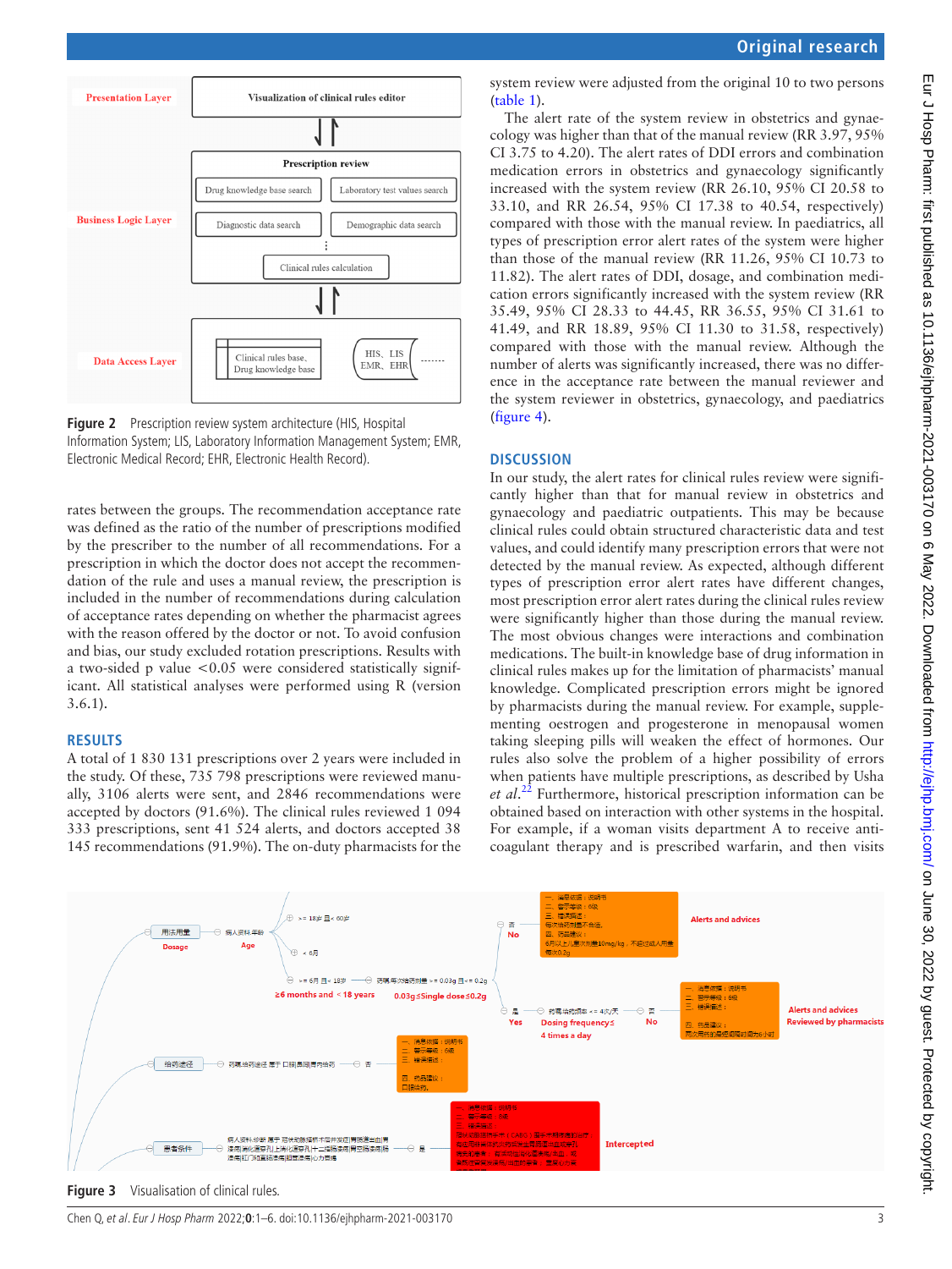Figure 2 Prescription review system architecture (HIS, Hospital Information System; LIS, Laboratory Information Management System; EMR, Electronic Medical Record; EHR, Electronic Health Record).

rates between the groups. The recommendation acceptance rate was defined as the ratio of the number of prescriptions modified by the prescriber to the number of all recommendations. For a prescription in which the doctor does not accept the recommendation of the rule and uses a manual review, the prescription is included in the number of recommendations during calculation of acceptance rates depending on whether the pharmacist agrees with the reason offered by the doctor or not. To avoid confusion and bias, our study excluded rotation prescriptions. Results with a two-sided p value $<0.05$ were considered statistically significant. All statistical analyses were performed using R (version 3.6.1).

## RESULTS

A total of 1 830 131 prescriptions over 2 years were included in the study. Of these, 735 798 prescriptions were reviewed manually, 3106 alerts were sent, and 2846 recommendations were accepted by doctors (91.6%). The clinical rules reviewed 1 094 333 prescriptions, sent 41 524 alerts, and doctors accepted 38 145 recommendations (91.9%). The on-duty pharmacists for the system review were adjusted from the original 10 to two persons (table 1).

The alert rate of the system review in obstetrics and gynaecology was higher than that of the manual review (RR 3.97, 95% CI 3.75 to 4.20). The alert rates of DDI errors and combination medication errors in obstetrics and gynaecology significantly increased with the system review (RR 26.10, 95% CI 20.58 to 33.10, and RR 26.54, 95% CI 17.38 to 40.54, respectively) compared with those with the manual review. In paediatrics, all types of prescription error alert rates of the system were higher than those of the manual review (RR 11.26, 95% CI 10.73 to 11.82). The alert rates of DDI, dosage, and combination medication errors significantly increased with the system review (RR 35.49, 95% CI 28.33 to 44.45, RR 36.55, 95% CI 31.61 to 41.49, and RR 18.89, 95% CI 11.30 to 31.58, respectively) compared with those with the manual review. Although the number of alerts was significantly increased, there was no difference in the acceptance rate between the manual reviewer and the system reviewer in obstetrics, gynaecology, and paediatrics (figure 4).

## DISCUSSION

In our study, the alert rates for clinical rules review were significantly higher than that for manual review in obstetrics and gynaecology and paediatric outpatients. This may be because clinical rules could obtain structured characteristic data and test values, and could identify many prescription errors that were not detected by the manual review. As expected, although different types of prescription error alert rates have different changes, most prescription error alert rates during the clinical rules review were significantly higher than those during the manual review. The most obvious changes were interactions and combination medications. The built-in knowledge base of drug information in clinical rules makes up for the limitation of pharmacists' manual knowledge. Complicated prescription errors might be ignored by pharmacists during the manual review. For example, supplementing oestrogen and progesterone in menopausal women taking sleeping pills will weaken the effect of hormones. Our rules also solve the problem of a higher possibility of errors when patients have multiple prescriptions, as described by Usha *et al*.[22] Furthermore, historical prescription information can be obtained based on interaction with other systems in the hospital. For example, if a woman visits department A to receive anticoagulant therapy and is prescribed warfarin, and then visits

Figure 3 Visualisation of clinical rules.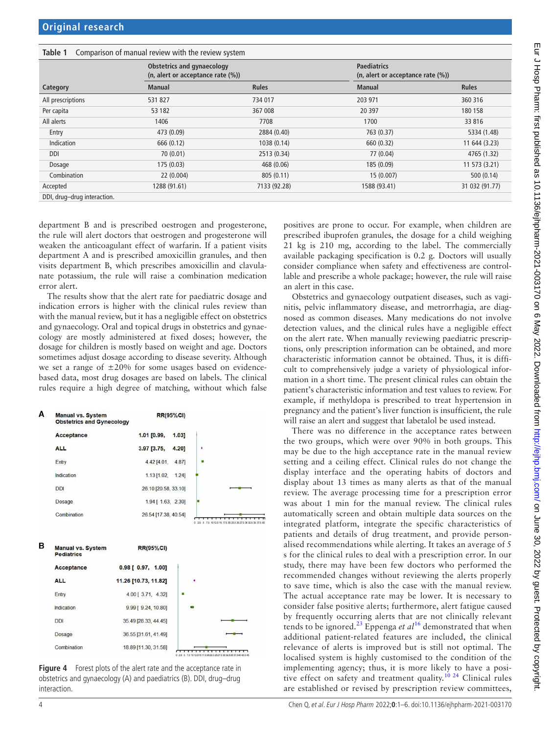**Table 1** Comparison of manual review with the review system

| Category | Obstetrics and gynaecology (n, alert or acceptance rate (%)) | | Paediatrics (n, alert or acceptance rate (%)) | |
|---|---|---|---|---|
| | Manual | Rules | Manual | Rules |
| All prescriptions | 531 827 | 734 017 | 203 971 | 360 316 |
| Per capita | 53 182 | 367 008 | 20 397 | 180 158 |
| All alerts | 1406 | 7708 | 1700 | 33 816 |
| Entry | 473 (0.09) | 2884 (0.40) | 763 (0.37) | 5334 (1.48) |
| Indication | 666 (0.12) | 1038 (0.14) | 660 (0.32) | 11 644 (3.23) |
| DDI | 70 (0.01) | 2513 (0.34) | 77 (0.04) | 4765 (1.32) |
| Dosage | 175 (0.03) | 468 (0.06) | 185 (0.09) | 11 573 (3.21) |
| Combination | 22 (0.004) | 805 (0.11) | 15 (0.007) | 500 (0.14) |
| Accepted | 1288 (91.61) | 7133 (92.28) | 1588 (93.41) | 31 032 (91.77) |

DDI, drug–drug interaction.

department B and is prescribed oestrogen and progesterone, the rule will alert doctors that oestrogen and progesterone will weaken the anticoagulant effect of warfarin. If a patient visits department A and is prescribed amoxicillin granules, and then visits department B, which prescribes amoxicillin and clavulanate potassium, the rule will raise a combination medication error alert.

The results show that the alert rate for paediatric dosage and indication errors is higher with the clinical rules review than with the manual review, but it has a negligible effect on obstetrics and gynaecology. Oral and topical drugs in obstetrics and gynaecology are mostly administered at fixed doses; however, the dosage for children is mostly based on weight and age. Doctors sometimes adjust dosage according to disease severity. Although we set a range of ±20% for some usages based on evidence-based data, most drug dosages are based on labels. The clinical rules require a high degree of matching, without which false positives are prone to occur. For example, when children are prescribed ibuprofen granules, the dosage for a child weighing 21 kg is 210 mg, according to the label. The commercially available packaging specification is 0.2 g. Doctors will usually consider compliance when safety and effectiveness are controllable and prescribe a whole package; however, the rule will raise an alert in this case.

**Figure 4** Forest plots of the alert rate and the acceptance rate in obstetrics and gynaecology (A) and paediatrics (B). DDI, drug–drug interaction.

Obstetrics and gynaecology outpatient diseases, such as vaginitis, pelvic inflammatory disease, and metrorrhagia, are diagnosed as common diseases. Many medications do not involve detection values, and the clinical rules have a negligible effect on the alert rate. When manually reviewing paediatric prescriptions, only prescription information can be obtained, and more characteristic information cannot be obtained. Thus, it is difficult to comprehensively judge a variety of physiological information in a short time. The present clinical rules can obtain the patient's characteristic information and test values to review. For example, if methyldopa is prescribed to treat hypertension in pregnancy and the patient's liver function is insufficient, the rule will raise an alert and suggest that labetalol be used instead.

There was no difference in the acceptance rates between the two groups, which were over 90% in both groups. This may be due to the high acceptance rate in the manual review setting and a ceiling effect. Clinical rules do not change the display interface and the operating habits of doctors and display about 13 times as many alerts as that of the manual review. The average processing time for a prescription error was about 1 min for the manual review. The clinical rules automatically screen and obtain multiple data sources on the integrated platform, integrate the specific characteristics of patients and details of drug treatment, and provide personalised recommendations while alerting. It takes an average of 5 s for the clinical rules to deal with a prescription error. In our study, there may have been few doctors who performed the recommended changes without reviewing the alerts properly to save time, which is also the case with the manual review. The actual acceptance rate may be lower. It is necessary to consider false positive alerts; furthermore, alert fatigue caused by frequently occurring alerts that are not clinically relevant tends to be ignored.[23] Eppenga *et al*[16] demonstrated that when additional patient-related features are included, the clinical relevance of alerts is improved but is still not optimal. The localised system is highly customised to the condition of the implementing agency; thus, it is more likely to have a positive effect on safety and treatment quality.[10 24] Clinical rules are established or revised by prescription review committees,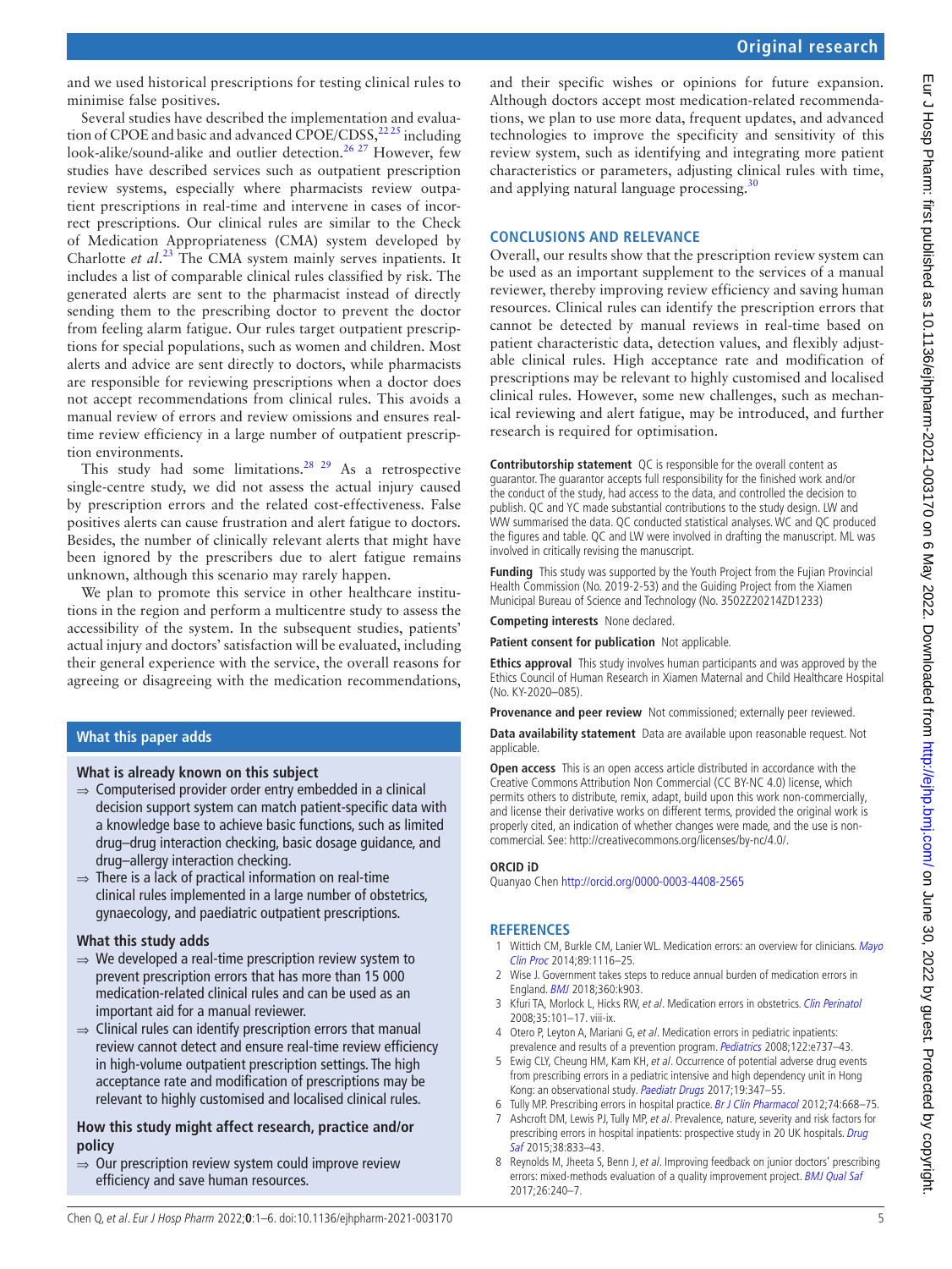and we used historical prescriptions for testing clinical rules to minimise false positives.

Several studies have described the implementation and evaluation of CPOE and basic and advanced CPOE/CDSS,[22 25] including look-alike/sound-alike and outlier detection.[26 27] However, few studies have described services such as outpatient prescription review systems, especially where pharmacists review outpatient prescriptions in real-time and intervene in cases of incorrect prescriptions. Our clinical rules are similar to the Check of Medication Appropriateness (CMA) system developed by Charlotte *et al*.[23] The CMA system mainly serves inpatients. It includes a list of comparable clinical rules classified by risk. The generated alerts are sent to the pharmacist instead of directly sending them to the prescribing doctor to prevent the doctor from feeling alarm fatigue. Our rules target outpatient prescriptions for special populations, such as women and children. Most alerts and advice are sent directly to doctors, while pharmacists are responsible for reviewing prescriptions when a doctor does not accept recommendations from clinical rules. This avoids a manual review of errors and review omissions and ensures real-time review efficiency in a large number of outpatient prescription environments.

This study had some limitations.[28 29] As a retrospective single-centre study, we did not assess the actual injury caused by prescription errors and the related cost-effectiveness. False positives alerts can cause frustration and alert fatigue to doctors. Besides, the number of clinically relevant alerts that might have been ignored by the prescribers due to alert fatigue remains unknown, although this scenario may rarely happen.

We plan to promote this service in other healthcare institutions in the region and perform a multicentre study to assess the accessibility of the system. In the subsequent studies, patients' actual injury and doctors' satisfaction will be evaluated, including their general experience with the service, the overall reasons for agreeing or disagreeing with the medication recommendations, and their specific wishes or opinions for future expansion. Although doctors accept most medication-related recommendations, we plan to use more data, frequent updates, and advanced technologies to improve the specificity and sensitivity of this review system, such as identifying and integrating more patient characteristics or parameters, adjusting clinical rules with time, and applying natural language processing.[30]

## CONCLUSIONS AND RELEVANCE

Overall, our results show that the prescription review system can be used as an important supplement to the services of a manual reviewer, thereby improving review efficiency and saving human resources. Clinical rules can identify the prescription errors that cannot be detected by manual reviews in real-time based on patient characteristic data, detection values, and flexibly adjustable clinical rules. High acceptance rate and modification of prescriptions may be relevant to highly customised and localised clinical rules. However, some new challenges, such as mechanical reviewing and alert fatigue, may be introduced, and further research is required for optimisation.

### What this paper adds

**What is already known on this subject**

- ⇒ Computerised provider order entry embedded in a clinical decision support system can match patient-specific data with a knowledge base to achieve basic functions, such as limited drug–drug interaction checking, basic dosage guidance, and drug–allergy interaction checking.
- ⇒ There is a lack of practical information on real-time clinical rules implemented in a large number of obstetrics, gynaecology, and paediatric outpatient prescriptions.

**What this study adds**

- ⇒ We developed a real-time prescription review system to prevent prescription errors that has more than 15 000 medication-related clinical rules and can be used as an important aid for a manual reviewer.
- ⇒ Clinical rules can identify prescription errors that manual review cannot detect and ensure real-time review efficiency in high-volume outpatient prescription settings. The high acceptance rate and modification of prescriptions may be relevant to highly customised and localised clinical rules.

**How this study might affect research, practice and/or policy**

- ⇒ Our prescription review system could improve review efficiency and save human resources.

**Contributorship statement** QC is responsible for the overall content as guarantor. The guarantor accepts full responsibility for the finished work and/or the conduct of the study, had access to the data, and controlled the decision to publish. QC and YC made substantial contributions to the study design. LW and WW summarised the data. QC conducted statistical analyses. WC and QC produced the figures and table. QC and LW were involved in drafting the manuscript. ML was involved in critically revising the manuscript.

**Funding** This study was supported by the Youth Project from the Fujian Provincial Health Commission (No. 2019-2-53) and the Guiding Project from the Xiamen Municipal Bureau of Science and Technology (No. 3502Z20214ZD1233)

**Competing interests** None declared.

**Patient consent for publication** Not applicable.

**Ethics approval** This study involves human participants and was approved by the Ethics Council of Human Research in Xiamen Maternal and Child Healthcare Hospital (No. KY-2020–085).

**Provenance and peer review** Not commissioned; externally peer reviewed.

**Data availability statement** Data are available upon reasonable request. Not applicable.

**Open access** This is an open access article distributed in accordance with the Creative Commons Attribution Non Commercial (CC BY-NC 4.0) license, which permits others to distribute, remix, adapt, build upon this work non-commercially, and license their derivative works on different terms, provided the original work is properly cited, an indication of whether changes were made, and the use is non-commercial. See: http://creativecommons.org/licenses/by-nc/4.0/.

**ORCID iD**

Quanyao Chen http://orcid.org/0000-0003-4408-2565

## REFERENCES

1. Wittich CM, Burkle CM, Lanier WL. Medication errors: an overview for clinicians. *Mayo Clin Proc* 2014;89:1116–25.
2. Wise J. Government takes steps to reduce annual burden of medication errors in England. *BMJ* 2018;360:k903.
3. Kfuri TA, Morlock L, Hicks RW, *et al*. Medication errors in obstetrics. *Clin Perinatol* 2008;35:101–17. viii-ix.
4. Otero P, Leyton A, Mariani G, *et al*. Medication errors in pediatric inpatients: prevalence and results of a prevention program. *Pediatrics* 2008;122:e737–43.
5. Ewig CLY, Cheung HM, Kam KH, *et al*. Occurrence of potential adverse drug events from prescribing errors in a pediatric intensive and high dependency unit in Hong Kong: an observational study. *Paediatr Drugs* 2017;19:347–55.
6. Tully MP. Prescribing errors in hospital practice. *Br J Clin Pharmacol* 2012;74:668–75.
7. Ashcroft DM, Lewis PJ, Tully MP, *et al*. Prevalence, nature, severity and risk factors for prescribing errors in hospital inpatients: prospective study in 20 UK hospitals. *Drug Saf* 2015;38:833–43.
8. Reynolds M, Jheeta S, Benn J, *et al*. Improving feedback on junior doctors' prescribing errors: mixed-methods evaluation of a quality improvement project. *BMJ Qual Saf* 2017;26:240–7.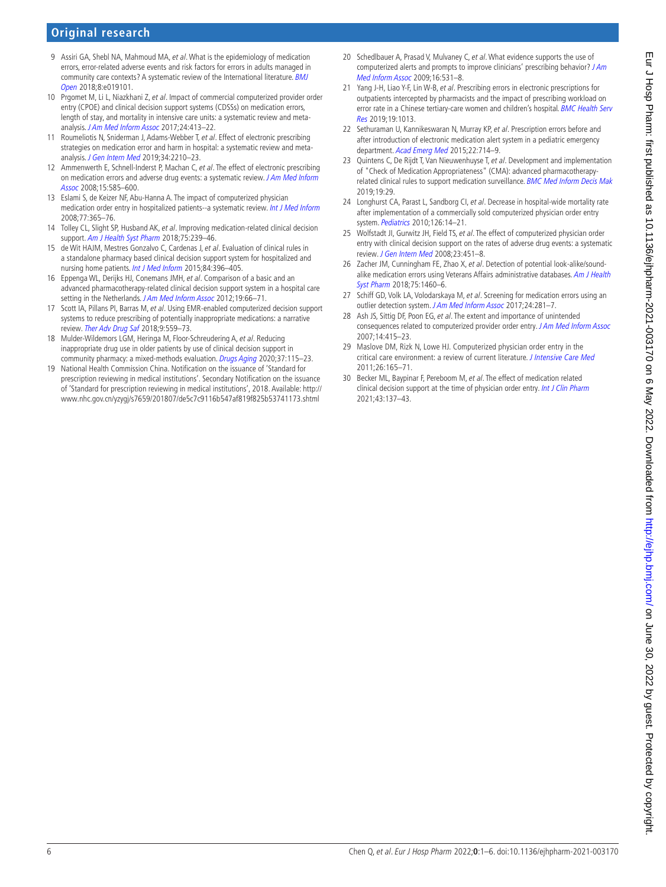9 Assiri GA, Shebl NA, Mahmoud MA, *et al*. What is the epidemiology of medication errors, error-related adverse events and risk factors for errors in adults managed in community care contexts? A systematic review of the International literature. *BMJ Open* 2018;8:e019101.

10 Prgomet M, Li L, Niazkhani Z, *et al*. Impact of commercial computerized provider order entry (CPOE) and clinical decision support systems (CDSSs) on medication errors, length of stay, and mortality in intensive care units: a systematic review and meta-analysis. *J Am Med Inform Assoc* 2017;24:413–22.

11 Roumeliotis N, Sniderman J, Adams-Webber T, *et al*. Effect of electronic prescribing strategies on medication error and harm in hospital: a systematic review and meta-analysis. *J Gen Intern Med* 2019;34:2210–23.

12 Ammenwerth E, Schnell-Inderst P, Machan C, *et al*. The effect of electronic prescribing on medication errors and adverse drug events: a systematic review. *J Am Med Inform Assoc* 2008;15:585–600.

13 Eslami S, de Keizer NF, Abu-Hanna A. The impact of computerized physician medication order entry in hospitalized patients--a systematic review. *Int J Med Inform* 2008;77:365–76.

14 Tolley CL, Slight SP, Husband AK, *et al*. Improving medication-related clinical decision support. *Am J Health Syst Pharm* 2018;75:239–46.

15 de Wit HAJM, Mestres Gonzalvo C, Cardenas J, *et al*. Evaluation of clinical rules in a standalone pharmacy based clinical decision support system for hospitalized and nursing home patients. *Int J Med Inform* 2015;84:396–405.

16 Eppenga WL, Derijks HJ, Conemans JMH, *et al*. Comparison of a basic and an advanced pharmacotherapy-related clinical decision support system in a hospital care setting in the Netherlands. *J Am Med Inform Assoc* 2012;19:66–71.

17 Scott IA, Pillans PI, Barras M, *et al*. Using EMR-enabled computerized decision support systems to reduce prescribing of potentially inappropriate medications: a narrative review. *Ther Adv Drug Saf* 2018;9:559–73.

18 Mulder-Wildemors LGM, Heringa M, Floor-Schreudering A, *et al*. Reducing inappropriate drug use in older patients by use of clinical decision support in community pharmacy: a mixed-methods evaluation. *Drugs Aging* 2020;37:115–23.

19 National Health Commission China. Notification on the issuance of 'Standard for prescription reviewing in medical institutions'. Secondary Notification on the issuance of 'Standard for prescription reviewing in medical institutions', 2018. Available: http://www.nhc.gov.cn/yzygj/s7659/201807/de5c7c9116b547af819f825b53741173.shtml

20 Schedlbauer A, Prasad V, Mulvaney C, *et al*. What evidence supports the use of computerized alerts and prompts to improve clinicians' prescribing behavior? *J Am Med Inform Assoc* 2009;16:531–8.

21 Yang J-H, Liao Y-F, Lin W-B, *et al*. Prescribing errors in electronic prescriptions for outpatients intercepted by pharmacists and the impact of prescribing workload on error rate in a Chinese tertiary-care women and children's hospital. *BMC Health Serv Res* 2019;19:1013.

22 Sethuraman U, Kannikeswaran N, Murray KP, *et al*. Prescription errors before and after introduction of electronic medication alert system in a pediatric emergency department. *Acad Emerg Med* 2015;22:714–9.

23 Quintens C, De Rijdt T, Van Nieuwenhuyse T, *et al*. Development and implementation of "Check of Medication Appropriateness" (CMA): advanced pharmacotherapy-related clinical rules to support medication surveillance. *BMC Med Inform Decis Mak* 2019;19:29.

24 Longhurst CA, Parast L, Sandborg CI, *et al*. Decrease in hospital-wide mortality rate after implementation of a commercially sold computerized physician order entry system. *Pediatrics* 2010;126:14–21.

25 Wolfstadt JI, Gurwitz JH, Field TS, *et al*. The effect of computerized physician order entry with clinical decision support on the rates of adverse drug events: a systematic review. *J Gen Intern Med* 2008;23:451–8.

26 Zacher JM, Cunningham FE, Zhao X, *et al*. Detection of potential look-alike/sound-alike medication errors using Veterans Affairs administrative databases. *Am J Health Syst Pharm* 2018;75:1460–6.

27 Schiff GD, Volk LA, Volodarskaya M, *et al*. Screening for medication errors using an outlier detection system. *J Am Med Inform Assoc* 2017;24:281–7.

28 Ash JS, Sittig DF, Poon EG, *et al*. The extent and importance of unintended consequences related to computerized provider order entry. *J Am Med Inform Assoc* 2007;14:415–23.

29 Maslove DM, Rizk N, Lowe HJ. Computerized physician order entry in the critical care environment: a review of current literature. *J Intensive Care Med* 2011;26:165–71.

30 Becker ML, Baypinar F, Pereboom M, *et al*. The effect of medication related clinical decision support at the time of physician order entry. *Int J Clin Pharm* 2021;43:137–43.